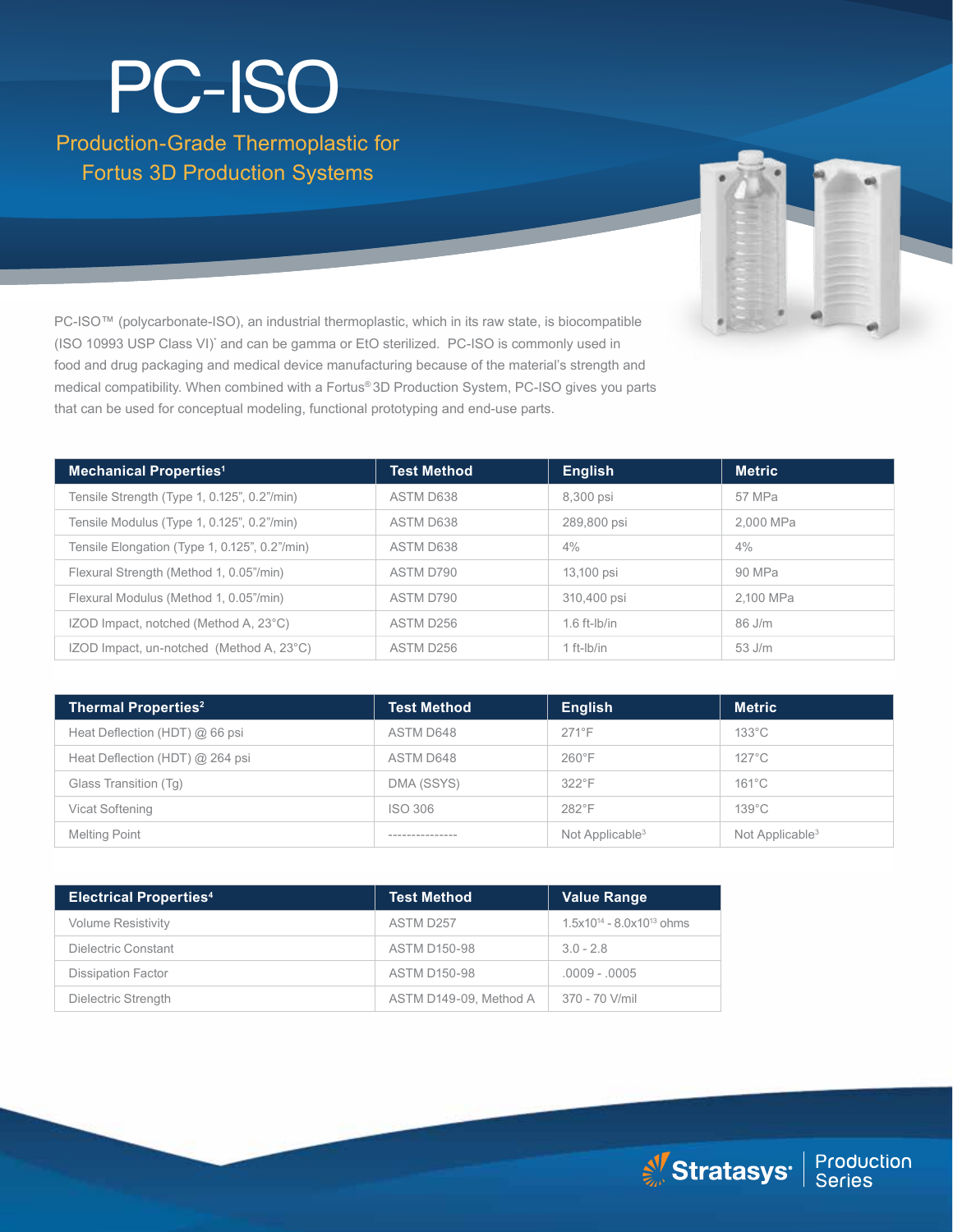# PC-ISO

## Production-Grade Thermoplastic for Fortus 3D Production Systems

PC-ISO™ (polycarbonate-ISO), an industrial thermoplastic, which in its raw state, is biocompatible (ISO 10993 USP Class VI)* and can be gamma or EtO sterilized. PC-ISO is commonly used in food and drug packaging and medical device manufacturing because of the material's strength and medical compatibility. When combined with a Fortus® 3D Production System, PC-ISO gives you parts that can be used for conceptual modeling, functional prototyping and end-use parts.

| Mechanical Properties[1] | Test Method | English | Metric |
|---|---|---|---|
| Tensile Strength (Type 1, 0.125", 0.2"/min) | ASTM D638 | 8,300 psi | 57 MPa |
| Tensile Modulus (Type 1, 0.125", 0.2"/min) | ASTM D638 | 289,800 psi | 2,000 MPa |
| Tensile Elongation (Type 1, 0.125", 0.2"/min) | ASTM D638 | 4% | 4% |
| Flexural Strength (Method 1, 0.05"/min) | ASTM D790 | 13,100 psi | 90 MPa |
| Flexural Modulus (Method 1, 0.05"/min) | ASTM D790 | 310,400 psi | 2,100 MPa |
| IZOD Impact, notched (Method A, 23°C) | ASTM D256 | 1.6 ft-lb/in | 86 J/m |
| IZOD Impact, un-notched (Method A, 23°C) | ASTM D256 | 1 ft-lb/in | 53 J/m |

| Thermal Properties[2] | Test Method | English | Metric |
|---|---|---|---|
| Heat Deflection (HDT) @ 66 psi | ASTM D648 | 271°F | 133°C |
| Heat Deflection (HDT) @ 264 psi | ASTM D648 | 260°F | 127°C |
| Glass Transition (Tg) | DMA (SSYS) | 322°F | 161°C |
| Vicat Softening | ISO 306 | 282°F | 139°C |
| Melting Point | --------------- | Not Applicable[3] | Not Applicable[3] |

| Electrical Properties[4] | Test Method | Value Range |
|---|---|---|
| Volume Resistivity | ASTM D257 | $1.5x10^{14}$ - $8.0x10^{13}$ ohms |
| Dielectric Constant | ASTM D150-98 | 3.0 - 2.8 |
| Dissipation Factor | ASTM D150-98 | .0009 - .0005 |
| Dielectric Strength | ASTM D149-09, Method A | 370 - 70 V/mil |

Stratasys | Production Series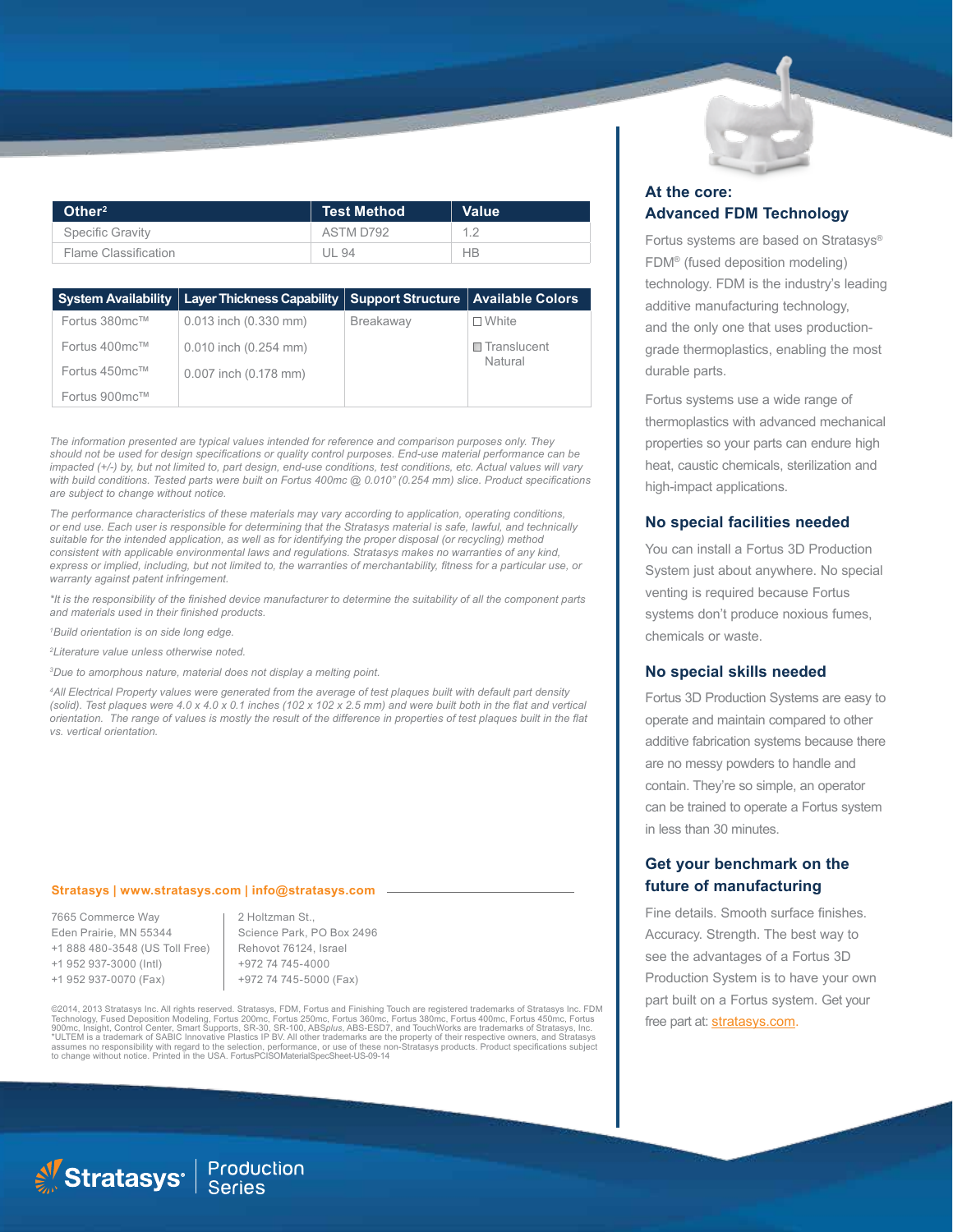| Other[2] | Test Method | Value |
|---|---|---|
| Specific Gravity | ASTM D792 | 1.2 |
| Flame Classification | UL 94 | HB |

| System Availability | Layer Thickness Capability | Support Structure | Available Colors |
|---|---|---|---|
| Fortus 380mc™ | 0.013 inch (0.330 mm) | Breakaway | ☐ White |
| Fortus 400mc™ | 0.010 inch (0.254 mm) | | ▩ Translucent Natural |
| Fortus 450mc™ | 0.007 inch (0.178 mm) | | |
| Fortus 900mc™ | | | |

*The information presented are typical values intended for reference and comparison purposes only. They should not be used for design specifications or quality control purposes. End-use material performance can be impacted (+/-) by, but not limited to, part design, end-use conditions, test conditions, etc. Actual values will vary with build conditions. Tested parts were built on Fortus 400mc @ 0.010" (0.254 mm) slice. Product specifications are subject to change without notice.*

*The performance characteristics of these materials may vary according to application, operating conditions, or end use. Each user is responsible for determining that the Stratasys material is safe, lawful, and technically suitable for the intended application, as well as for identifying the proper disposal (or recycling) method consistent with applicable environmental laws and regulations. Stratasys makes no warranties of any kind, express or implied, including, but not limited to, the warranties of merchantability, fitness for a particular use, or warranty against patent infringement.*

*\*It is the responsibility of the finished device manufacturer to determine the suitability of all the component parts and materials used in their finished products.*

*[1]Build orientation is on side long edge.*

*[2]Literature value unless otherwise noted.*

*[3]Due to amorphous nature, material does not display a melting point.*

*[4]All Electrical Property values were generated from the average of test plaques built with default part density (solid). Test plaques were 4.0 x 4.0 x 0.1 inches (102 x 102 x 2.5 mm) and were built both in the flat and vertical orientation. The range of values is mostly the result of the difference in properties of test plaques built in the flat vs. vertical orientation.*

## At the core: Advanced FDM Technology

Fortus systems are based on Stratasys® FDM® (fused deposition modeling) technology. FDM is the industry's leading additive manufacturing technology, and the only one that uses production-grade thermoplastics, enabling the most durable parts.

Fortus systems use a wide range of thermoplastics with advanced mechanical properties so your parts can endure high heat, caustic chemicals, sterilization and high-impact applications.

## No special facilities needed

You can install a Fortus 3D Production System just about anywhere. No special venting is required because Fortus systems don't produce noxious fumes, chemicals or waste.

## No special skills needed

Fortus 3D Production Systems are easy to operate and maintain compared to other additive fabrication systems because there are no messy powders to handle and contain. They're so simple, an operator can be trained to operate a Fortus system in less than 30 minutes.

## Get your benchmark on the future of manufacturing

Fine details. Smooth surface finishes. Accuracy. Strength. The best way to see the advantages of a Fortus 3D Production System is to have your own part built on a Fortus system. Get your free part at: stratasys.com.

**Stratasys | www.stratasys.com | info@stratasys.com**

7665 Commerce Way
Eden Prairie, MN 55344
+1 888 480-3548 (US Toll Free)
+1 952 937-3000 (Intl)
+1 952 937-0070 (Fax)

2 Holtzman St.,
Science Park, PO Box 2496
Rehovot 76124, Israel
+972 74 745-4000
+972 74 745-5000 (Fax)

©2014, 2013 Stratasys Inc. All rights reserved. Stratasys, FDM, Fortus and Finishing Touch are registered trademarks of Stratasys Inc. FDM Technology, Fused Deposition Modeling, Fortus 200mc, Fortus 250mc, Fortus 360mc, Fortus 380mc, Fortus 400mc, Fortus 450mc, Fortus 900mc, Insight, Control Center, Smart Supports, SR-30, SR-100, ABS*plus*, ABS-ESD7, and TouchWorks are trademarks of Stratasys, Inc. \*ULTEM is a trademark of SABIC Innovative Plastics IP BV. All other trademarks are the property of their respective owners, and Stratasys assumes no responsibility with regard to the selection, performance, or use of these non-Stratasys products. Product specifications subject to change without notice. Printed in the USA. FortusPCISOMaterialSpecSheet-US-09-14

Stratasys | Production Series